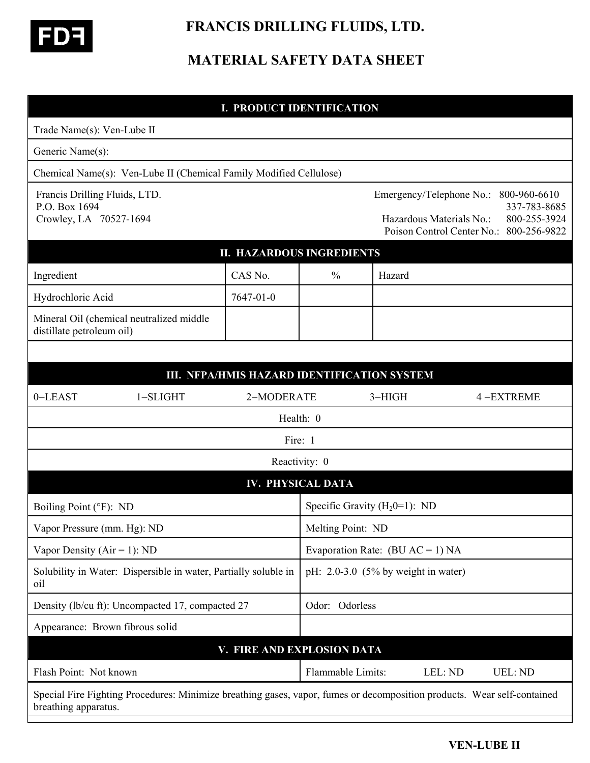**FDF**

# FRANCIS DRILLING FLUIDS, LTD.

# MATERIAL SAFETY DATA SHEET

## I. PRODUCT IDENTIFICATION

Trade Name(s): Ven-Lube II

Generic Name(s):

Chemical Name(s): Ven-Lube II (Chemical Family Modified Cellulose)

Francis Drilling Fluids, LTD.
P.O. Box 1694
Crowley, LA 70527-1694

Emergency/Telephone No.: 800-960-6610
337-783-8685
Hazardous Materials No.: 800-255-3924
Poison Control Center No.: 800-256-9822

## II. HAZARDOUS INGREDIENTS

| Ingredient | CAS No. | % | Hazard |
|---|---|---|---|
| Hydrochloric Acid | 7647-01-0 | | |
| Mineral Oil (chemical neutralized middle distillate petroleum oil) | | | |

## III. NFPA/HMIS HAZARD IDENTIFICATION SYSTEM

0=LEAST 1=SLIGHT 2=MODERATE 3=HIGH 4 =EXTREME

Health: 0

Fire: 1

Reactivity: 0

## IV. PHYSICAL DATA

| | |
|---|---|
| Boiling Point (°F): ND | Specific Gravity ($H_2O$=1): ND |
| Vapor Pressure (mm. Hg): ND | Melting Point: ND |
| Vapor Density (Air = 1): ND | Evaporation Rate: (BU AC = 1) NA |
| Solubility in Water: Dispersible in water, Partially soluble in oil | pH: 2.0-3.0 (5% by weight in water) |
| Density (lb/cu ft): Uncompacted 17, compacted 27 | Odor: Odorless |
| Appearance: Brown fibrous solid | |

## V. FIRE AND EXPLOSION DATA

| | |
|---|---|
| Flash Point: Not known | Flammable Limits: LEL: ND UEL: ND |

Special Fire Fighting Procedures: Minimize breathing gases, vapor, fumes or decomposition products. Wear self-contained breathing apparatus.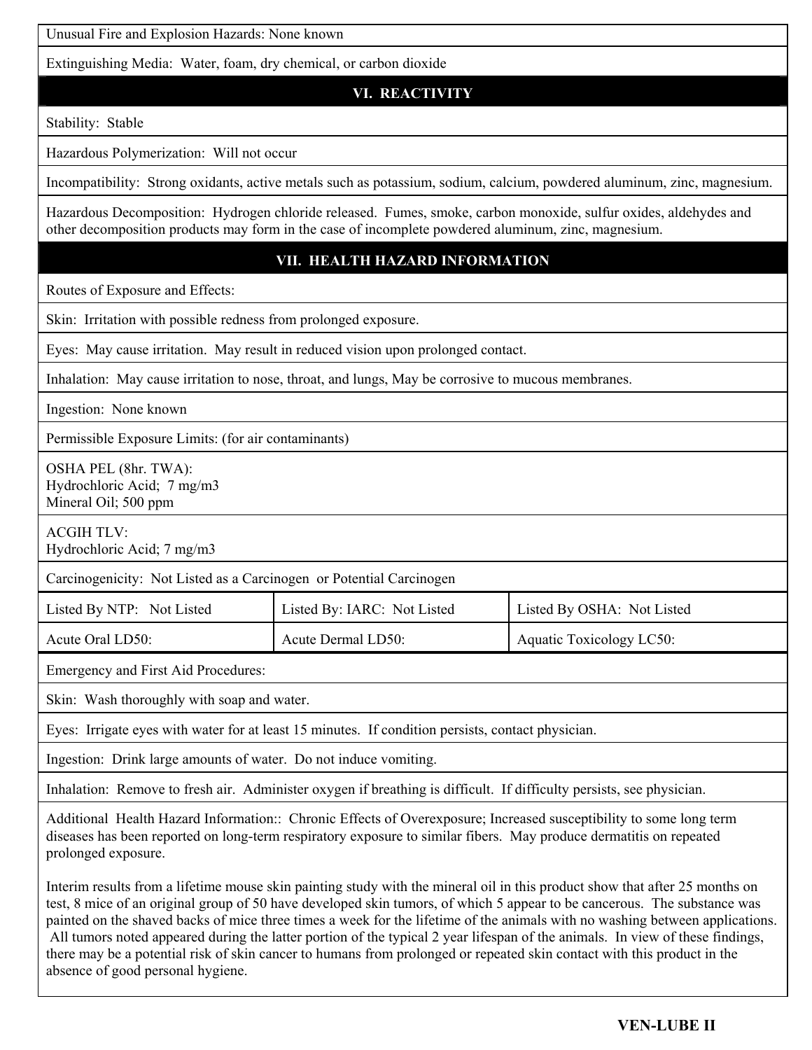Unusual Fire and Explosion Hazards: None known

Extinguishing Media: Water, foam, dry chemical, or carbon dioxide

## VI. REACTIVITY

Stability: Stable

Hazardous Polymerization: Will not occur

Incompatibility: Strong oxidants, active metals such as potassium, sodium, calcium, powdered aluminum, zinc, magnesium.

Hazardous Decomposition: Hydrogen chloride released. Fumes, smoke, carbon monoxide, sulfur oxides, aldehydes and other decomposition products may form in the case of incomplete powdered aluminum, zinc, magnesium.

## VII. HEALTH HAZARD INFORMATION

Routes of Exposure and Effects:

Skin: Irritation with possible redness from prolonged exposure.

Eyes: May cause irritation. May result in reduced vision upon prolonged contact.

Inhalation: May cause irritation to nose, throat, and lungs, May be corrosive to mucous membranes.

Ingestion: None known

Permissible Exposure Limits: (for air contaminants)

OSHA PEL (8hr. TWA):
Hydrochloric Acid; 7 mg/m3
Mineral Oil; 500 ppm

ACGIH TLV:
Hydrochloric Acid; 7 mg/m3

Carcinogenicity: Not Listed as a Carcinogen or Potential Carcinogen

| Listed By NTP: Not Listed | Listed By: IARC: Not Listed | Listed By OSHA: Not Listed |
|---|---|---|
| Acute Oral LD50: | Acute Dermal LD50: | Aquatic Toxicology LC50: |

Emergency and First Aid Procedures:

Skin: Wash thoroughly with soap and water.

Eyes: Irrigate eyes with water for at least 15 minutes. If condition persists, contact physician.

Ingestion: Drink large amounts of water. Do not induce vomiting.

Inhalation: Remove to fresh air. Administer oxygen if breathing is difficult. If difficulty persists, see physician.

Additional Health Hazard Information:: Chronic Effects of Overexposure; Increased susceptibility to some long term diseases has been reported on long-term respiratory exposure to similar fibers. May produce dermatitis on repeated prolonged exposure.

Interim results from a lifetime mouse skin painting study with the mineral oil in this product show that after 25 months on test, 8 mice of an original group of 50 have developed skin tumors, of which 5 appear to be cancerous. The substance was painted on the shaved backs of mice three times a week for the lifetime of the animals with no washing between applications. All tumors noted appeared during the latter portion of the typical 2 year lifespan of the animals. In view of these findings, there may be a potential risk of skin cancer to humans from prolonged or repeated skin contact with this product in the absence of good personal hygiene.

**VEN-LUBE II**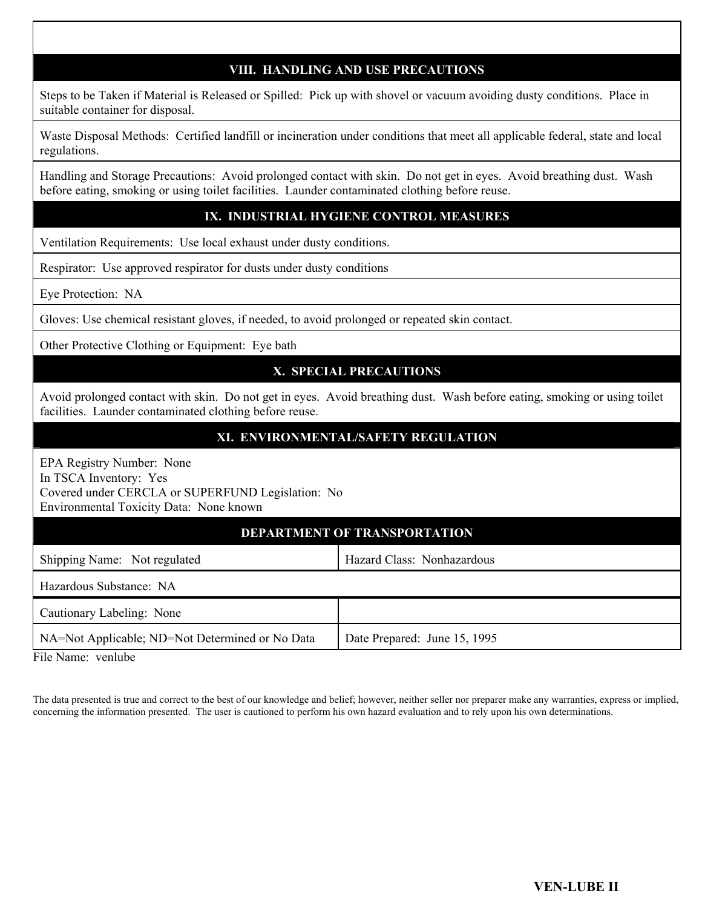## VIII. HANDLING AND USE PRECAUTIONS

Steps to be Taken if Material is Released or Spilled: Pick up with shovel or vacuum avoiding dusty conditions. Place in suitable container for disposal.

Waste Disposal Methods: Certified landfill or incineration under conditions that meet all applicable federal, state and local regulations.

Handling and Storage Precautions: Avoid prolonged contact with skin. Do not get in eyes. Avoid breathing dust. Wash before eating, smoking or using toilet facilities. Launder contaminated clothing before reuse.

## IX. INDUSTRIAL HYGIENE CONTROL MEASURES

Ventilation Requirements: Use local exhaust under dusty conditions.

Respirator: Use approved respirator for dusts under dusty conditions

Eye Protection: NA

Gloves: Use chemical resistant gloves, if needed, to avoid prolonged or repeated skin contact.

Other Protective Clothing or Equipment: Eye bath

## X. SPECIAL PRECAUTIONS

Avoid prolonged contact with skin. Do not get in eyes. Avoid breathing dust. Wash before eating, smoking or using toilet facilities. Launder contaminated clothing before reuse.

## XI. ENVIRONMENTAL/SAFETY REGULATION

EPA Registry Number: None
In TSCA Inventory: Yes
Covered under CERCLA or SUPERFUND Legislation: No
Environmental Toxicity Data: None known

## DEPARTMENT OF TRANSPORTATION

| | |
|---|---|
| Shipping Name: Not regulated | Hazard Class: Nonhazardous |
| Hazardous Substance: NA | |
| Cautionary Labeling: None | |
| NA=Not Applicable; ND=Not Determined or No Data | Date Prepared: June 15, 1995 |

File Name: venlube

The data presented is true and correct to the best of our knowledge and belief; however, neither seller nor preparer make any warranties, express or implied, concerning the information presented. The user is cautioned to perform his own hazard evaluation and to rely upon his own determinations.

**VEN-LUBE II**